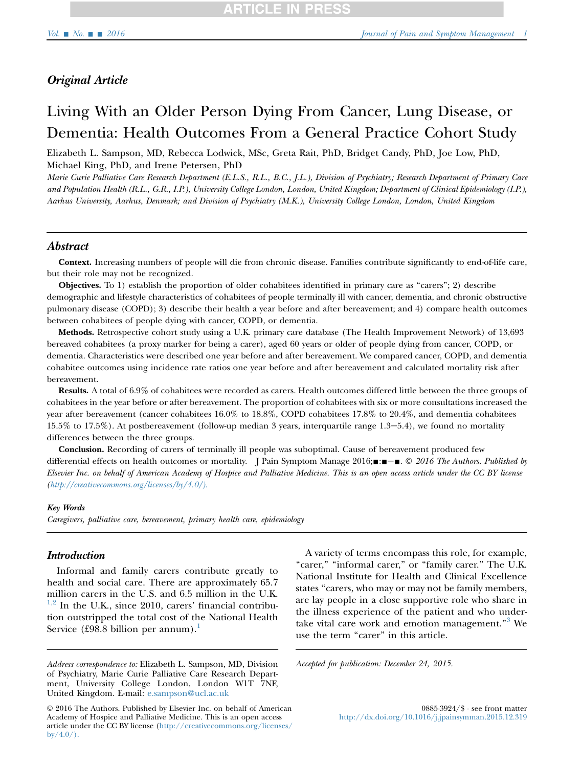## Original Article

# Living With an Older Person Dying From Cancer, Lung Disease, or Dementia: Health Outcomes From a General Practice Cohort Study

Elizabeth L. Sampson, MD, Rebecca Lodwick, MSc, Greta Rait, PhD, Bridget Candy, PhD, Joe Low, PhD, Michael King, PhD, and Irene Petersen, PhD

*Marie Curie Palliative Care Research Department (E.L.S., R.L., B.C., J.L.), Division of Psychiatry; Research Department of Primary Care and Population Health (R.L., G.R., I.P.), University College London, London, United Kingdom; Department of Clinical Epidemiology (I.P.), Aarhus University, Aarhus, Denmark; and Division of Psychiatry (M.K.), University College London, London, United Kingdom*

## Abstract

**Context.** Increasing numbers of people will die from chronic disease. Families contribute significantly to end-of-life care, but their role may not be recognized.

**Objectives.** To 1) establish the proportion of older cohabitees identified in primary care as "carers"; 2) describe demographic and lifestyle characteristics of cohabitees of people terminally ill with cancer, dementia, and chronic obstructive pulmonary disease (COPD); 3) describe their health a year before and after bereavement; and 4) compare health outcomes between cohabitees of people dying with cancer, COPD, or dementia.

**Methods.** Retrospective cohort study using a U.K. primary care database (The Health Improvement Network) of 13,693 bereaved cohabitees (a proxy marker for being a carer), aged 60 years or older of people dying from cancer, COPD, or dementia. Characteristics were described one year before and after bereavement. We compared cancer, COPD, and dementia cohabitee outcomes using incidence rate ratios one year before and after bereavement and calculated mortality risk after bereavement.

**Results.** A total of 6.9% of cohabitees were recorded as carers. Health outcomes differed little between the three groups of cohabitees in the year before or after bereavement. The proportion of cohabitees with six or more consultations increased the year after bereavement (cancer cohabitees 16.0% to 18.8%, COPD cohabitees 17.8% to 20.4%, and dementia cohabitees 15.5% to 17.5%). At postbereavement (follow-up median 3 years, interquartile range 1.3–5.4), we found no mortality differences between the three groups.

**Conclusion.** Recording of carers of terminally ill people was suboptimal. Cause of bereavement produced few differential effects on health outcomes or mortality. J Pain Symptom Manage 2016;■:■–■. *© 2016 The Authors. Published by Elsevier Inc. on behalf of American Academy of Hospice and Palliative Medicine. This is an open access article under the CC BY license (http://creativecommons.org/licenses/by/4.0/).*

#### Key Words

*Caregivers, palliative care, bereavement, primary health care, epidemiology*

## Introduction

Informal and family carers contribute greatly to health and social care. There are approximately 65.7 million carers in the U.S. and 6.5 million in the U.K.[1,2] In the U.K., since 2010, carers' financial contribution outstripped the total cost of the National Health Service (£98.8 billion per annum).[1]

A variety of terms encompass this role, for example, "carer," "informal carer," or "family carer." The U.K. National Institute for Health and Clinical Excellence states "carers, who may or may not be family members, are lay people in a close supportive role who share in the illness experience of the patient and who undertake vital care work and emotion management."[3] We use the term "carer" in this article.

*Address correspondence to:* Elizabeth L. Sampson, MD, Division of Psychiatry, Marie Curie Palliative Care Research Department, University College London, London W1T 7NF, United Kingdom. E-mail: e.sampson@ucl.ac.uk

*Accepted for publication: December 24, 2015.*

© 2016 The Authors. Published by Elsevier Inc. on behalf of American Academy of Hospice and Palliative Medicine. This is an open access article under the CC BY license (http://creativecommons.org/licenses/by/4.0/).

0885-3924/$ - see front matter
http://dx.doi.org/10.1016/j.jpainsymman.2015.12.319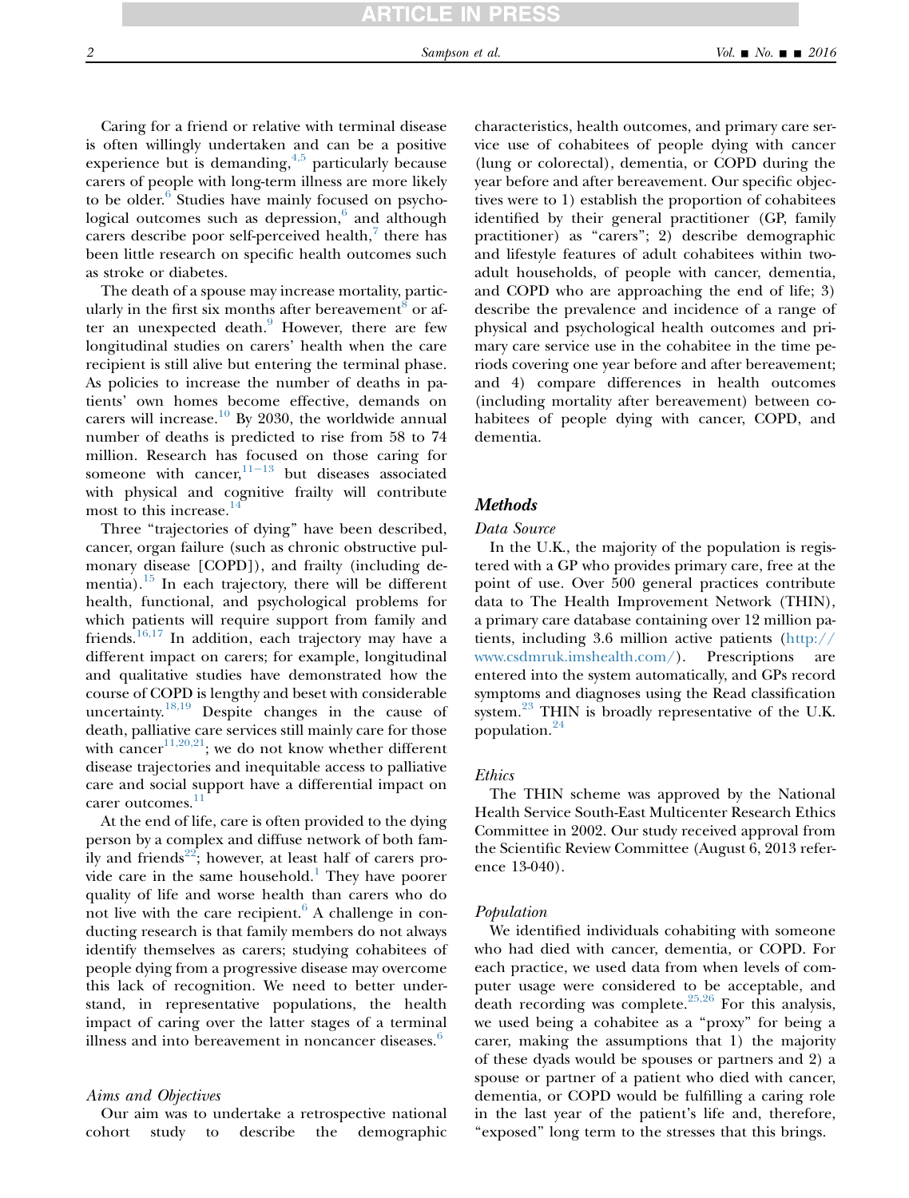Caring for a friend or relative with terminal disease is often willingly undertaken and can be a positive experience but is demanding,[4,5] particularly because carers of people with long-term illness are more likely to be older.[6] Studies have mainly focused on psychological outcomes such as depression,[6] and although carers describe poor self-perceived health,[7] there has been little research on specific health outcomes such as stroke or diabetes.

The death of a spouse may increase mortality, particularly in the first six months after bereavement[8] or after an unexpected death.[9] However, there are few longitudinal studies on carers' health when the care recipient is still alive but entering the terminal phase. As policies to increase the number of deaths in patients' own homes become effective, demands on carers will increase.[10] By 2030, the worldwide annual number of deaths is predicted to rise from 58 to 74 million. Research has focused on those caring for someone with cancer,[11–13] but diseases associated with physical and cognitive frailty will contribute most to this increase.[14]

Three "trajectories of dying" have been described, cancer, organ failure (such as chronic obstructive pulmonary disease [COPD]), and frailty (including dementia).[15] In each trajectory, there will be different health, functional, and psychological problems for which patients will require support from family and friends.[16,17] In addition, each trajectory may have a different impact on carers; for example, longitudinal and qualitative studies have demonstrated how the course of COPD is lengthy and beset with considerable uncertainty.[18,19] Despite changes in the cause of death, palliative care services still mainly care for those with cancer[11,20,21]; we do not know whether different disease trajectories and inequitable access to palliative care and social support have a differential impact on carer outcomes.[11]

At the end of life, care is often provided to the dying person by a complex and diffuse network of both family and friends[22]; however, at least half of carers provide care in the same household.[1] They have poorer quality of life and worse health than carers who do not live with the care recipient.[6] A challenge in conducting research is that family members do not always identify themselves as carers; studying cohabitees of people dying from a progressive disease may overcome this lack of recognition. We need to better understand, in representative populations, the health impact of caring over the latter stages of a terminal illness and into bereavement in noncancer diseases.[6]

### *Aims and Objectives*

Our aim was to undertake a retrospective national cohort study to describe the demographic characteristics, health outcomes, and primary care service use of cohabitees of people dying with cancer (lung or colorectal), dementia, or COPD during the year before and after bereavement. Our specific objectives were to 1) establish the proportion of cohabitees identified by their general practitioner (GP, family practitioner) as "carers"; 2) describe demographic and lifestyle features of adult cohabitees within two-adult households, of people with cancer, dementia, and COPD who are approaching the end of life; 3) describe the prevalence and incidence of a range of physical and psychological health outcomes and primary care service use in the cohabitee in the time periods covering one year before and after bereavement; and 4) compare differences in health outcomes (including mortality after bereavement) between cohabitees of people dying with cancer, COPD, and dementia.

## Methods

### *Data Source*

In the U.K., the majority of the population is registered with a GP who provides primary care, free at the point of use. Over 500 general practices contribute data to The Health Improvement Network (THIN), a primary care database containing over 12 million patients, including 3.6 million active patients (http://www.csdmruk.imshealth.com/). Prescriptions are entered into the system automatically, and GPs record symptoms and diagnoses using the Read classification system.[23] THIN is broadly representative of the U.K. population.[24]

### *Ethics*

The THIN scheme was approved by the National Health Service South-East Multicenter Research Ethics Committee in 2002. Our study received approval from the Scientific Review Committee (August 6, 2013 reference 13-040).

### *Population*

We identified individuals cohabiting with someone who had died with cancer, dementia, or COPD. For each practice, we used data from when levels of computer usage were considered to be acceptable, and death recording was complete.[25,26] For this analysis, we used being a cohabitee as a "proxy" for being a carer, making the assumptions that 1) the majority of these dyads would be spouses or partners and 2) a spouse or partner of a patient who died with cancer, dementia, or COPD would be fulfilling a caring role in the last year of the patient's life and, therefore, "exposed" long term to the stresses that this brings.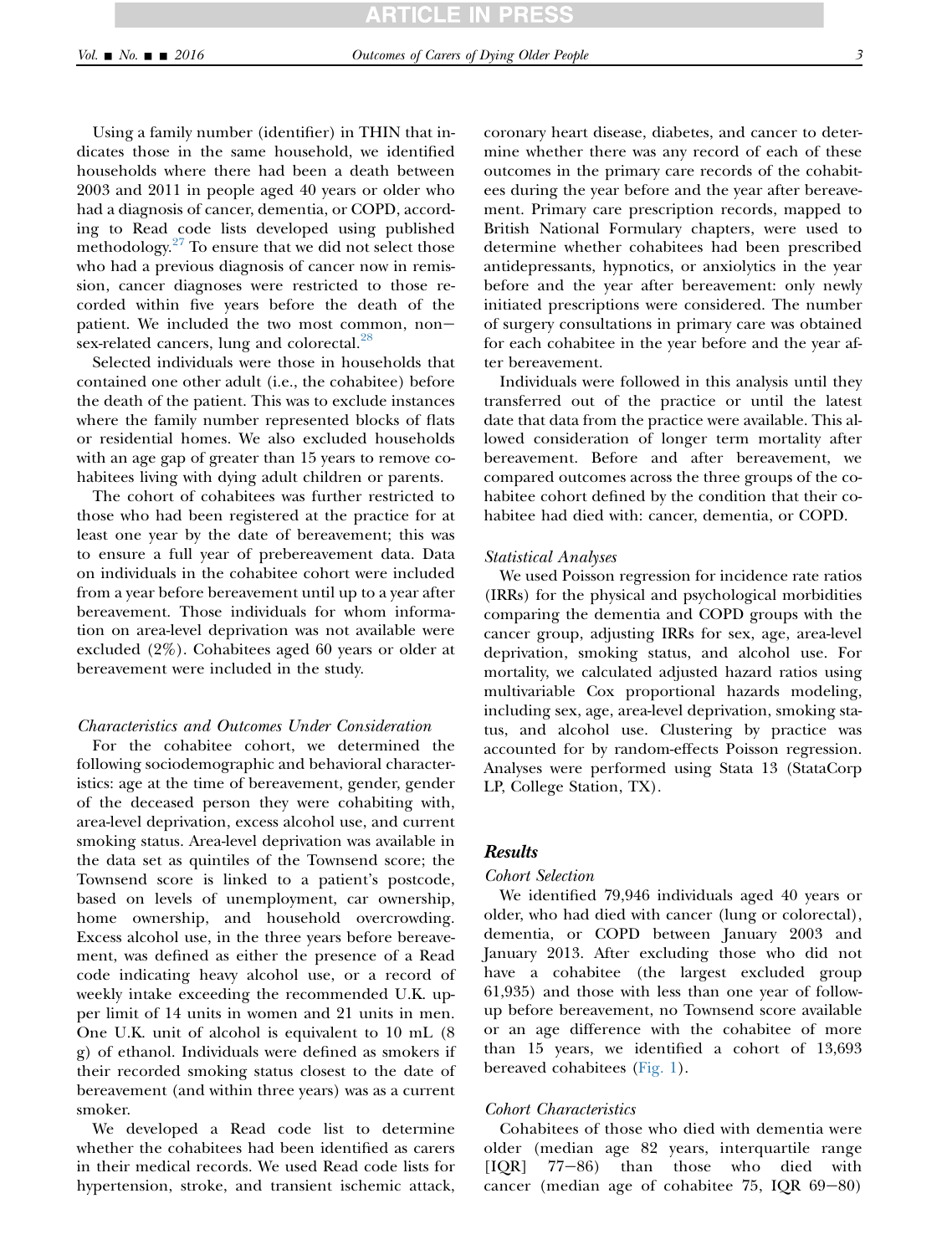Using a family number (identifier) in THIN that indicates those in the same household, we identified households where there had been a death between 2003 and 2011 in people aged 40 years or older who had a diagnosis of cancer, dementia, or COPD, according to Read code lists developed using published methodology.[27] To ensure that we did not select those who had a previous diagnosis of cancer now in remission, cancer diagnoses were restricted to those recorded within five years before the death of the patient. We included the two most common, non−sex-related cancers, lung and colorectal.[28]

Selected individuals were those in households that contained one other adult (i.e., the cohabitee) before the death of the patient. This was to exclude instances where the family number represented blocks of flats or residential homes. We also excluded households with an age gap of greater than 15 years to remove cohabitees living with dying adult children or parents.

The cohort of cohabitees was further restricted to those who had been registered at the practice for at least one year by the date of bereavement; this was to ensure a full year of prebereavement data. Data on individuals in the cohabitee cohort were included from a year before bereavement until up to a year after bereavement. Those individuals for whom information on area-level deprivation was not available were excluded (2%). Cohabitees aged 60 years or older at bereavement were included in the study.

### *Characteristics and Outcomes Under Consideration*

For the cohabitee cohort, we determined the following sociodemographic and behavioral characteristics: age at the time of bereavement, gender, gender of the deceased person they were cohabiting with, area-level deprivation, excess alcohol use, and current smoking status. Area-level deprivation was available in the data set as quintiles of the Townsend score; the Townsend score is linked to a patient's postcode, based on levels of unemployment, car ownership, home ownership, and household overcrowding. Excess alcohol use, in the three years before bereavement, was defined as either the presence of a Read code indicating heavy alcohol use, or a record of weekly intake exceeding the recommended U.K. upper limit of 14 units in women and 21 units in men. One U.K. unit of alcohol is equivalent to 10 mL (8 g) of ethanol. Individuals were defined as smokers if their recorded smoking status closest to the date of bereavement (and within three years) was as a current smoker.

We developed a Read code list to determine whether the cohabitees had been identified as carers in their medical records. We used Read code lists for hypertension, stroke, and transient ischemic attack, coronary heart disease, diabetes, and cancer to determine whether there was any record of each of these outcomes in the primary care records of the cohabitees during the year before and the year after bereavement. Primary care prescription records, mapped to British National Formulary chapters, were used to determine whether cohabitees had been prescribed antidepressants, hypnotics, or anxiolytics in the year before and the year after bereavement: only newly initiated prescriptions were considered. The number of surgery consultations in primary care was obtained for each cohabitee in the year before and the year after bereavement.

Individuals were followed in this analysis until they transferred out of the practice or until the latest date that data from the practice were available. This allowed consideration of longer term mortality after bereavement. Before and after bereavement, we compared outcomes across the three groups of the cohabitee cohort defined by the condition that their cohabitee had died with: cancer, dementia, or COPD.

### *Statistical Analyses*

We used Poisson regression for incidence rate ratios (IRRs) for the physical and psychological morbidities comparing the dementia and COPD groups with the cancer group, adjusting IRRs for sex, age, area-level deprivation, smoking status, and alcohol use. For mortality, we calculated adjusted hazard ratios using multivariable Cox proportional hazards modeling, including sex, age, area-level deprivation, smoking status, and alcohol use. Clustering by practice was accounted for by random-effects Poisson regression. Analyses were performed using Stata 13 (StataCorp LP, College Station, TX).

## **Results**

### *Cohort Selection*

We identified 79,946 individuals aged 40 years or older, who had died with cancer (lung or colorectal), dementia, or COPD between January 2003 and January 2013. After excluding those who did not have a cohabitee (the largest excluded group 61,935) and those with less than one year of follow-up before bereavement, no Townsend score available or an age difference with the cohabitee of more than 15 years, we identified a cohort of 13,693 bereaved cohabitees (Fig. 1).

### *Cohort Characteristics*

Cohabitees of those who died with dementia were older (median age 82 years, interquartile range [IQR] 77−86) than those who died with cancer (median age of cohabitee 75, IQR 69−80)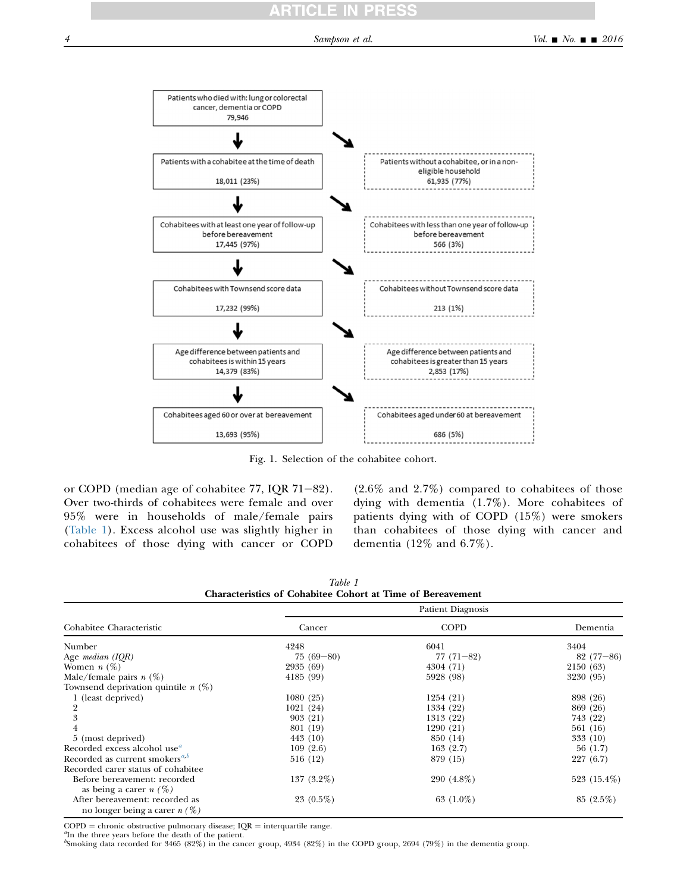Patients who died with: lung or colorectal cancer, dementia or COPD
79,946

Patients with a cohabitee at the time of death
18,011 (23%)

Patients without a cohabitee, or in a non-eligible household
61,935 (77%)

Cohabitees with at least one year of follow-up before bereavement
17,445 (97%)

Cohabitees with less than one year of follow-up before bereavement
566 (3%)

Cohabitees with Townsend score data
17,232 (99%)

Cohabitees without Townsend score data
213 (1%)

Age difference between patients and cohabitees is within 15 years
14,379 (83%)

Age difference between patients and cohabitees is greater than 15 years
2,853 (17%)

Cohabitees aged 60 or over at bereavement
13,693 (95%)

Cohabitees aged under 60 at bereavement
686 (5%)

Fig. 1. Selection of the cohabitee cohort.

or COPD (median age of cohabitee 77, IQR 71–82). Over two-thirds of cohabitees were female and over 95% were in households of male/female pairs (Table 1). Excess alcohol use was slightly higher in cohabitees of those dying with cancer or COPD (2.6% and 2.7%) compared to cohabitees of those dying with dementia (1.7%). More cohabitees of patients dying with of COPD (15%) were smokers than cohabitees of those dying with cancer and dementia (12% and 6.7%).

*Table 1*
**Characteristics of Cohabitee Cohort at Time of Bereavement**

| Cohabitee Characteristic | Patient Diagnosis | | |
|---|---|---|---|
| | Cancer | COPD | Dementia |
| Number | 4248 | 6041 | 3404 |
| Age *median (IQR)* | 75 (69–80) | 77 (71–82) | 82 (77–86) |
| Women *n* (%) | 2935 (69) | 4304 (71) | 2150 (63) |
| Male/female pairs *n* (%) | 4185 (99) | 5928 (98) | 3230 (95) |
| Townsend deprivation quintile *n* (%) | | | |
| 1 (least deprived) | 1080 (25) | 1254 (21) | 898 (26) |
| 2 | 1021 (24) | 1334 (22) | 869 (26) |
| 3 | 903 (21) | 1313 (22) | 743 (22) |
| 4 | 801 (19) | 1290 (21) | 561 (16) |
| 5 (most deprived) | 443 (10) | 850 (14) | 333 (10) |
| Recorded excess alcohol use[a] | 109 (2.6) | 163 (2.7) | 56 (1.7) |
| Recorded as current smokers[a,b] | 516 (12) | 879 (15) | 227 (6.7) |
| Recorded carer status of cohabitee | | | |
| Before bereavement: recorded as being a carer *n* (%) | 137 (3.2%) | 290 (4.8%) | 523 (15.4%) |
| After bereavement: recorded as no longer being a carer *n* (%) | 23 (0.5%) | 63 (1.0%) | 85 (2.5%) |

COPD = chronic obstructive pulmonary disease; IQR = interquartile range.
[a]In the three years before the death of the patient.
[b]Smoking data recorded for 3465 (82%) in the cancer group, 4934 (82%) in the COPD group, 2694 (79%) in the dementia group.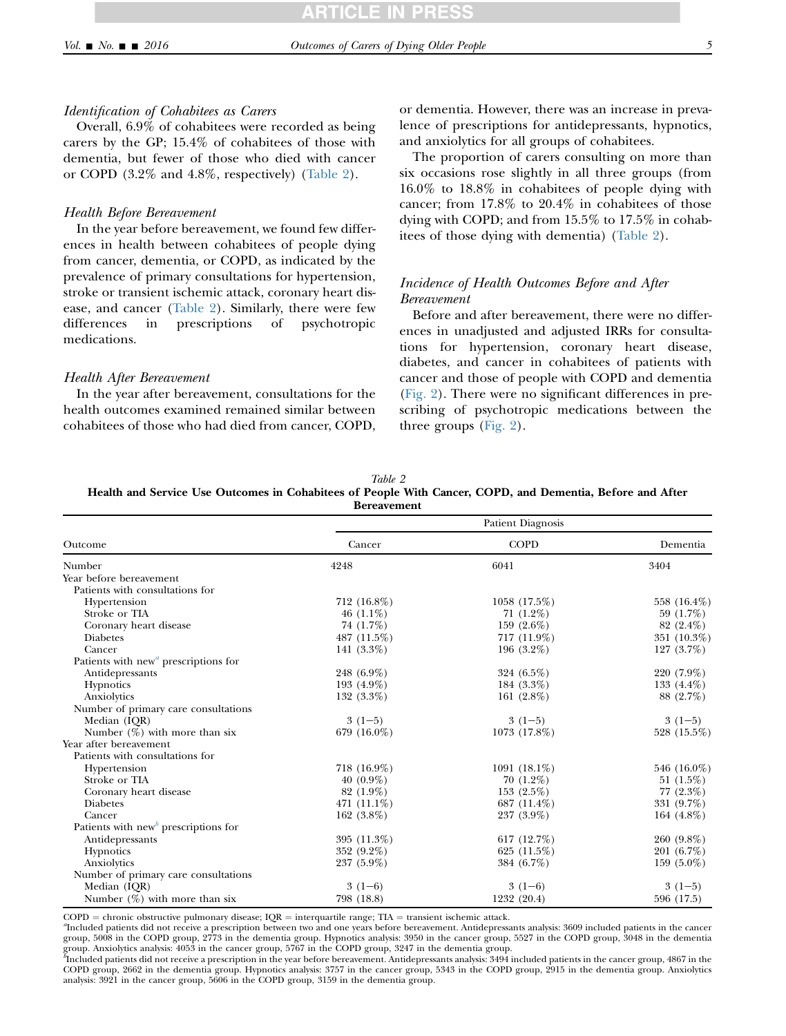### *Identification of Cohabitees as Carers*

Overall, 6.9% of cohabitees were recorded as being carers by the GP; 15.4% of cohabitees of those with dementia, but fewer of those who died with cancer or COPD (3.2% and 4.8%, respectively) (Table 2).

### *Health Before Bereavement*

In the year before bereavement, we found few differences in health between cohabitees of people dying from cancer, dementia, or COPD, as indicated by the prevalence of primary consultations for hypertension, stroke or transient ischemic attack, coronary heart disease, and cancer (Table 2). Similarly, there were few differences in prescriptions of psychotropic medications.

### *Health After Bereavement*

In the year after bereavement, consultations for the health outcomes examined remained similar between cohabitees of those who had died from cancer, COPD, or dementia. However, there was an increase in prevalence of prescriptions for antidepressants, hypnotics, and anxiolytics for all groups of cohabitees.

The proportion of carers consulting on more than six occasions rose slightly in all three groups (from 16.0% to 18.8% in cohabitees of people dying with cancer; from 17.8% to 20.4% in cohabitees of those dying with COPD; and from 15.5% to 17.5% in cohabitees of those dying with dementia) (Table 2).

### *Incidence of Health Outcomes Before and After Bereavement*

Before and after bereavement, there were no differences in unadjusted and adjusted IRRs for consultations for hypertension, coronary heart disease, diabetes, and cancer in cohabitees of patients with cancer and those of people with COPD and dementia (Fig. 2). There were no significant differences in prescribing of psychotropic medications between the three groups (Fig. 2).

*Table 2*
**Health and Service Use Outcomes in Cohabitees of People With Cancer, COPD, and Dementia, Before and After Bereavement**

| | Patient Diagnosis | | |
|---|---|---|---|
| Outcome | Cancer | COPD | Dementia |
| Number | 4248 | 6041 | 3404 |
| Year before bereavement | | | |
| Patients with consultations for | | | |
| Hypertension | 712 (16.8%) | 1058 (17.5%) | 558 (16.4%) |
| Stroke or TIA | 46 (1.1%) | 71 (1.2%) | 59 (1.7%) |
| Coronary heart disease | 74 (1.7%) | 159 (2.6%) | 82 (2.4%) |
| Diabetes | 487 (11.5%) | 717 (11.9%) | 351 (10.3%) |
| Cancer | 141 (3.3%) | 196 (3.2%) | 127 (3.7%) |
| Patients with new[a] prescriptions for | | | |
| Antidepressants | 248 (6.9%) | 324 (6.5%) | 220 (7.9%) |
| Hypnotics | 193 (4.9%) | 184 (3.3%) | 133 (4.4%) |
| Anxiolytics | 132 (3.3%) | 161 (2.8%) | 88 (2.7%) |
| Number of primary care consultations | | | |
| Median (IQR) | 3 (1−5) | 3 (1−5) | 3 (1−5) |
| Number (%) with more than six | 679 (16.0%) | 1073 (17.8%) | 528 (15.5%) |
| Year after bereavement | | | |
| Patients with consultations for | | | |
| Hypertension | 718 (16.9%) | 1091 (18.1%) | 546 (16.0%) |
| Stroke or TIA | 40 (0.9%) | 70 (1.2%) | 51 (1.5%) |
| Coronary heart disease | 82 (1.9%) | 153 (2.5%) | 77 (2.3%) |
| Diabetes | 471 (11.1%) | 687 (11.4%) | 331 (9.7%) |
| Cancer | 162 (3.8%) | 237 (3.9%) | 164 (4.8%) |
| Patients with new[b] prescriptions for | | | |
| Antidepressants | 395 (11.3%) | 617 (12.7%) | 260 (9.8%) |
| Hypnotics | 352 (9.2%) | 625 (11.5%) | 201 (6.7%) |
| Anxiolytics | 237 (5.9%) | 384 (6.7%) | 159 (5.0%) |
| Number of primary care consultations | | | |
| Median (IQR) | 3 (1−6) | 3 (1−6) | 3 (1−5) |
| Number (%) with more than six | 798 (18.8) | 1232 (20.4) | 596 (17.5) |

COPD = chronic obstructive pulmonary disease; IQR = interquartile range; TIA = transient ischemic attack.
[a]Included patients did not receive a prescription between two and one years before bereavement. Antidepressants analysis: 3609 included patients in the cancer group, 5008 in the COPD group, 2773 in the dementia group. Hypnotics analysis: 3950 in the cancer group, 5527 in the COPD group, 3048 in the dementia group. Anxiolytics analysis: 4053 in the cancer group, 5767 in the COPD group, 3247 in the dementia group.
[b]Included patients did not receive a prescription in the year before bereavement. Antidepressants analysis: 3494 included patients in the cancer group, 4867 in the COPD group, 2662 in the dementia group. Hypnotics analysis: 3757 in the cancer group, 5343 in the COPD group, 2915 in the dementia group. Anxiolytics analysis: 3921 in the cancer group, 5606 in the COPD group, 3159 in the dementia group.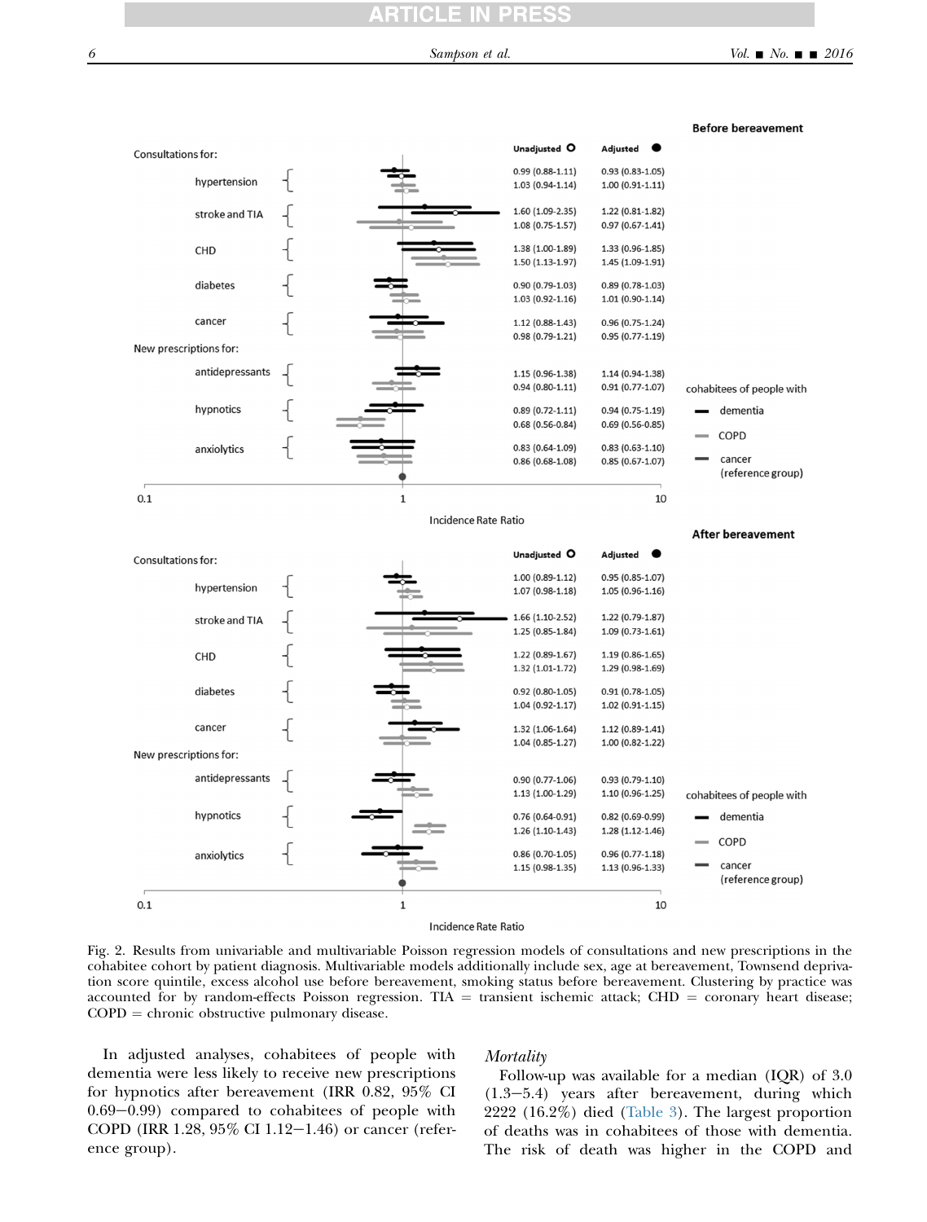**Before bereavement**

| | Cohabitees of people with | Unadjusted ○ | Adjusted ● |
|---|---|---|---|
| **Consultations for:** | | | |
| hypertension | dementia | 0.99 (0.88-1.11) | 0.93 (0.83-1.05) |
| | COPD | 1.03 (0.94-1.14) | 1.00 (0.91-1.11) |
| stroke and TIA | dementia | 1.60 (1.09-2.35) | 1.22 (0.81-1.82) |
| | COPD | 1.08 (0.75-1.57) | 0.97 (0.67-1.41) |
| CHD | dementia | 1.38 (1.00-1.89) | 1.33 (0.96-1.85) |
| | COPD | 1.50 (1.13-1.97) | 1.45 (1.09-1.91) |
| diabetes | dementia | 0.90 (0.79-1.03) | 0.89 (0.78-1.03) |
| | COPD | 1.03 (0.92-1.16) | 1.01 (0.90-1.14) |
| cancer | dementia | 1.12 (0.88-1.43) | 0.96 (0.75-1.24) |
| | COPD | 0.98 (0.79-1.21) | 0.95 (0.77-1.19) |
| **New prescriptions for:** | | | |
| antidepressants | dementia | 1.15 (0.96-1.38) | 1.14 (0.94-1.38) |
| | COPD | 0.94 (0.80-1.11) | 0.91 (0.77-1.07) |
| hypnotics | dementia | 0.89 (0.72-1.11) | 0.94 (0.75-1.19) |
| | COPD | 0.68 (0.56-0.84) | 0.69 (0.56-0.85) |
| anxiolytics | dementia | 0.83 (0.64-1.09) | 0.83 (0.63-1.10) |
| | COPD | 0.86 (0.68-1.08) | 0.85 (0.67-1.07) |

Cohabitees of people with: dementia; COPD; cancer (reference group). Incidence Rate Ratio (0.1, 1, 10).

**After bereavement**

| | Cohabitees of people with | Unadjusted ○ | Adjusted ● |
|---|---|---|---|
| **Consultations for:** | | | |
| hypertension | dementia | 1.00 (0.89-1.12) | 0.95 (0.85-1.07) |
| | COPD | 1.07 (0.98-1.18) | 1.05 (0.96-1.16) |
| stroke and TIA | dementia | 1.66 (1.10-2.52) | 1.22 (0.79-1.87) |
| | COPD | 1.25 (0.85-1.84) | 1.09 (0.73-1.61) |
| CHD | dementia | 1.22 (0.89-1.67) | 1.19 (0.86-1.65) |
| | COPD | 1.32 (1.01-1.72) | 1.29 (0.98-1.69) |
| diabetes | dementia | 0.92 (0.80-1.05) | 0.91 (0.78-1.05) |
| | COPD | 1.04 (0.92-1.17) | 1.02 (0.91-1.15) |
| cancer | dementia | 1.32 (1.06-1.64) | 1.12 (0.89-1.41) |
| | COPD | 1.04 (0.85-1.27) | 1.00 (0.82-1.22) |
| **New prescriptions for:** | | | |
| antidepressants | dementia | 0.90 (0.77-1.06) | 0.93 (0.79-1.10) |
| | COPD | 1.13 (1.00-1.29) | 1.10 (0.96-1.25) |
| hypnotics | dementia | 0.76 (0.64-0.91) | 0.82 (0.69-0.99) |
| | COPD | 1.26 (1.10-1.43) | 1.28 (1.12-1.46) |
| anxiolytics | dementia | 0.86 (0.70-1.05) | 0.96 (0.77-1.18) |
| | COPD | 1.15 (0.98-1.35) | 1.13 (0.96-1.33) |

Cohabitees of people with: dementia; COPD; cancer (reference group). Incidence Rate Ratio (0.1, 1, 10).

Fig. 2. Results from univariable and multivariable Poisson regression models of consultations and new prescriptions in the cohabitee cohort by patient diagnosis. Multivariable models additionally include sex, age at bereavement, Townsend deprivation score quintile, excess alcohol use before bereavement, smoking status before bereavement. Clustering by practice was accounted for by random-effects Poisson regression. TIA = transient ischemic attack; CHD = coronary heart disease; COPD = chronic obstructive pulmonary disease.

In adjusted analyses, cohabitees of people with dementia were less likely to receive new prescriptions for hypnotics after bereavement (IRR 0.82, 95% CI 0.69–0.99) compared to cohabitees of people with COPD (IRR 1.28, 95% CI 1.12–1.46) or cancer (reference group).

### *Mortality*

Follow-up was available for a median (IQR) of 3.0 (1.3–5.4) years after bereavement, during which 2222 (16.2%) died (Table 3). The largest proportion of deaths was in cohabitees of those with dementia. The risk of death was higher in the COPD and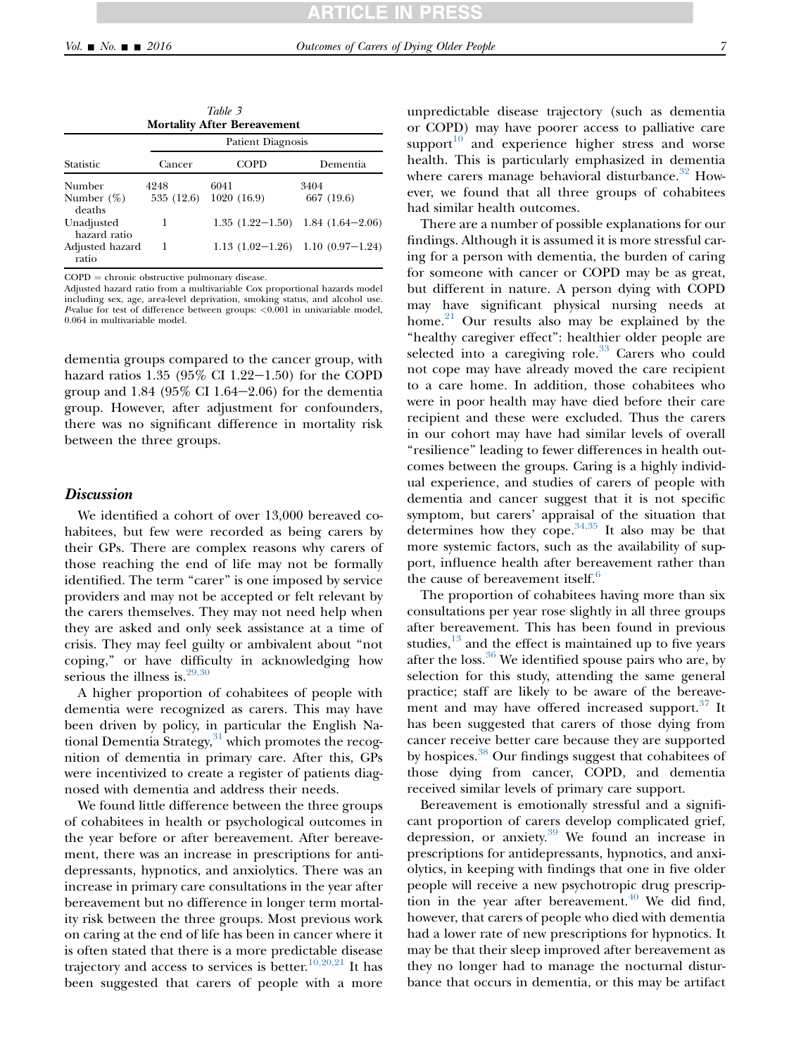Table 3
**Mortality After Bereavement**

| Statistic | Patient Diagnosis | | |
|---|---|---|---|
| | Cancer | COPD | Dementia |
| Number | 4248 | 6041 | 3404 |
| Number (%) deaths | 535 (12.6) | 1020 (16.9) | 667 (19.6) |
| Unadjusted hazard ratio | 1 | 1.35 (1.22−1.50) | 1.84 (1.64−2.06) |
| Adjusted hazard ratio | 1 | 1.13 (1.02−1.26) | 1.10 (0.97−1.24) |

COPD = chronic obstructive pulmonary disease.
Adjusted hazard ratio from a multivariable Cox proportional hazards model including sex, age, area-level deprivation, smoking status, and alcohol use. *P*-value for test of difference between groups: <0.001 in univariable model, 0.064 in multivariable model.

dementia groups compared to the cancer group, with hazard ratios 1.35 (95% CI 1.22−1.50) for the COPD group and 1.84 (95% CI 1.64−2.06) for the dementia group. However, after adjustment for confounders, there was no significant difference in mortality risk between the three groups.

## Discussion

We identified a cohort of over 13,000 bereaved cohabitees, but few were recorded as being carers by their GPs. There are complex reasons why carers of those reaching the end of life may not be formally identified. The term "carer" is one imposed by service providers and may not be accepted or felt relevant by the carers themselves. They may not need help when they are asked and only seek assistance at a time of crisis. They may feel guilty or ambivalent about "not coping," or have difficulty in acknowledging how serious the illness is.[29,30]

A higher proportion of cohabitees of people with dementia were recognized as carers. This may have been driven by policy, in particular the English National Dementia Strategy,[31] which promotes the recognition of dementia in primary care. After this, GPs were incentivized to create a register of patients diagnosed with dementia and address their needs.

We found little difference between the three groups of cohabitees in health or psychological outcomes in the year before or after bereavement. After bereavement, there was an increase in prescriptions for antidepressants, hypnotics, and anxiolytics. There was an increase in primary care consultations in the year after bereavement but no difference in longer term mortality risk between the three groups. Most previous work on caring at the end of life has been in cancer where it is often stated that there is a more predictable disease trajectory and access to services is better.[10,20,21] It has been suggested that carers of people with a more unpredictable disease trajectory (such as dementia or COPD) may have poorer access to palliative care support[10] and experience higher stress and worse health. This is particularly emphasized in dementia where carers manage behavioral disturbance.[32] However, we found that all three groups of cohabitees had similar health outcomes.

There are a number of possible explanations for our findings. Although it is assumed it is more stressful caring for a person with dementia, the burden of caring for someone with cancer or COPD may be as great, but different in nature. A person dying with COPD may have significant physical nursing needs at home.[21] Our results also may be explained by the "healthy caregiver effect": healthier older people are selected into a caregiving role.[33] Carers who could not cope may have already moved the care recipient to a care home. In addition, those cohabitees who were in poor health may have died before their care recipient and these were excluded. Thus the carers in our cohort may have had similar levels of overall "resilience" leading to fewer differences in health outcomes between the groups. Caring is a highly individual experience, and studies of carers of people with dementia and cancer suggest that it is not specific symptom, but carers' appraisal of the situation that determines how they cope.[34,35] It also may be that more systemic factors, such as the availability of support, influence health after bereavement rather than the cause of bereavement itself.[6]

The proportion of cohabitees having more than six consultations per year rose slightly in all three groups after bereavement. This has been found in previous studies,[13] and the effect is maintained up to five years after the loss.[36] We identified spouse pairs who are, by selection for this study, attending the same general practice; staff are likely to be aware of the bereavement and may have offered increased support.[37] It has been suggested that carers of those dying from cancer receive better care because they are supported by hospices.[38] Our findings suggest that cohabitees of those dying from cancer, COPD, and dementia received similar levels of primary care support.

Bereavement is emotionally stressful and a significant proportion of carers develop complicated grief, depression, or anxiety.[39] We found an increase in prescriptions for antidepressants, hypnotics, and anxiolytics, in keeping with findings that one in five older people will receive a new psychotropic drug prescription in the year after bereavement.[40] We did find, however, that carers of people who died with dementia had a lower rate of new prescriptions for hypnotics. It may be that their sleep improved after bereavement as they no longer had to manage the nocturnal disturbance that occurs in dementia, or this may be artifact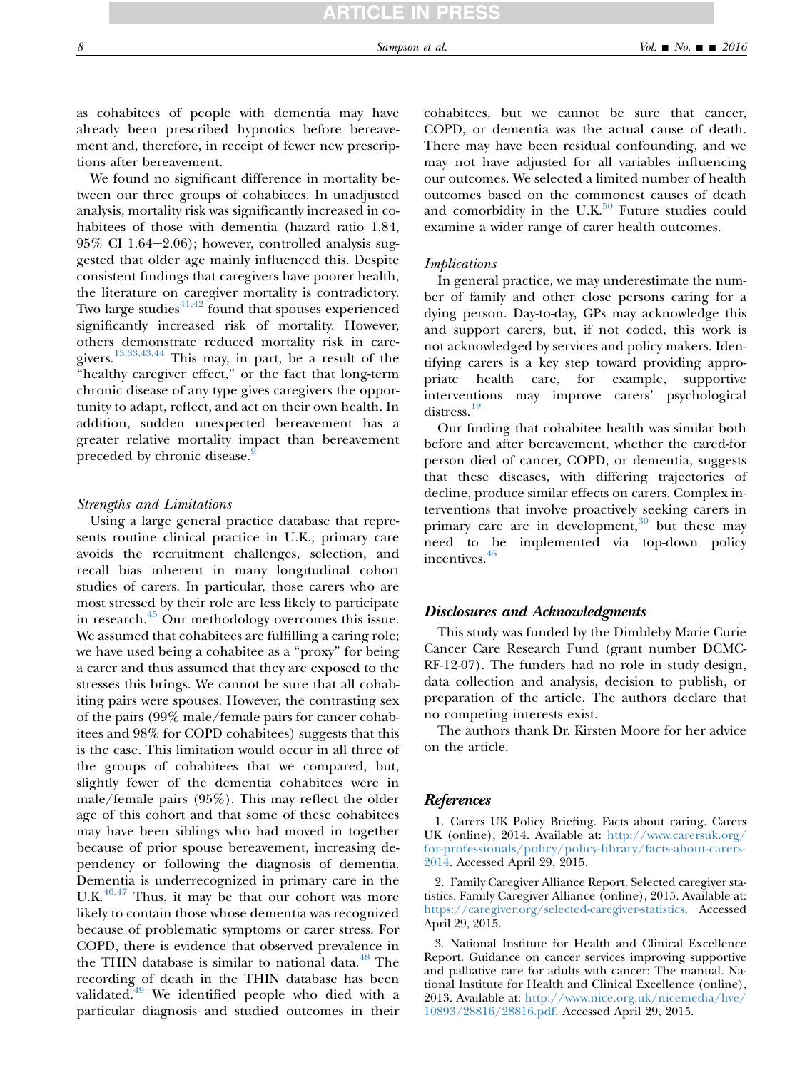as cohabitees of people with dementia may have already been prescribed hypnotics before bereavement and, therefore, in receipt of fewer new prescriptions after bereavement.

We found no significant difference in mortality between our three groups of cohabitees. In unadjusted analysis, mortality risk was significantly increased in cohabitees of those with dementia (hazard ratio 1.84, 95% CI 1.64–2.06); however, controlled analysis suggested that older age mainly influenced this. Despite consistent findings that caregivers have poorer health, the literature on caregiver mortality is contradictory. Two large studies[41,42] found that spouses experienced significantly increased risk of mortality. However, others demonstrate reduced mortality risk in caregivers.[13,33,43,44] This may, in part, be a result of the "healthy caregiver effect," or the fact that long-term chronic disease of any type gives caregivers the opportunity to adapt, reflect, and act on their own health. In addition, sudden unexpected bereavement has a greater relative mortality impact than bereavement preceded by chronic disease.[9]

### *Strengths and Limitations*

Using a large general practice database that represents routine clinical practice in U.K., primary care avoids the recruitment challenges, selection, and recall bias inherent in many longitudinal cohort studies of carers. In particular, those carers who are most stressed by their role are less likely to participate in research.[45] Our methodology overcomes this issue. We assumed that cohabitees are fulfilling a caring role; we have used being a cohabitee as a "proxy" for being a carer and thus assumed that they are exposed to the stresses this brings. We cannot be sure that all cohabiting pairs were spouses. However, the contrasting sex of the pairs (99% male/female pairs for cancer cohabitees and 98% for COPD cohabitees) suggests that this is the case. This limitation would occur in all three of the groups of cohabitees that we compared, but, slightly fewer of the dementia cohabitees were in male/female pairs (95%). This may reflect the older age of this cohort and that some of these cohabitees may have been siblings who had moved in together because of prior spouse bereavement, increasing dependency or following the diagnosis of dementia. Dementia is underrecognized in primary care in the U.K.[46,47] Thus, it may be that our cohort was more likely to contain those whose dementia was recognized because of problematic symptoms or carer stress. For COPD, there is evidence that observed prevalence in the THIN database is similar to national data.[48] The recording of death in the THIN database has been validated.[49] We identified people who died with a particular diagnosis and studied outcomes in their cohabitees, but we cannot be sure that cancer, COPD, or dementia was the actual cause of death. There may have been residual confounding, and we may not have adjusted for all variables influencing our outcomes. We selected a limited number of health outcomes based on the commonest causes of death and comorbidity in the U.K.[50] Future studies could examine a wider range of carer health outcomes.

### *Implications*

In general practice, we may underestimate the number of family and other close persons caring for a dying person. Day-to-day, GPs may acknowledge this and support carers, but, if not coded, this work is not acknowledged by services and policy makers. Identifying carers is a key step toward providing appropriate health care, for example, supportive interventions may improve carers' psychological distress.[12]

Our finding that cohabitee health was similar both before and after bereavement, whether the cared-for person died of cancer, COPD, or dementia, suggests that these diseases, with differing trajectories of decline, produce similar effects on carers. Complex interventions that involve proactively seeking carers in primary care are in development,[30] but these may need to be implemented via top-down policy incentives.[45]

## Disclosures and Acknowledgments

This study was funded by the Dimbleby Marie Curie Cancer Care Research Fund (grant number DCMC-RF-12-07). The funders had no role in study design, data collection and analysis, decision to publish, or preparation of the article. The authors declare that no competing interests exist.

The authors thank Dr. Kirsten Moore for her advice on the article.

## References

1. Carers UK Policy Briefing. Facts about caring. Carers UK (online), 2014. Available at: http://www.carersuk.org/for-professionals/policy/policy-library/facts-about-carers-2014. Accessed April 29, 2015.

2. Family Caregiver Alliance Report. Selected caregiver statistics. Family Caregiver Alliance (online), 2015. Available at: https://caregiver.org/selected-caregiver-statistics. Accessed April 29, 2015.

3. National Institute for Health and Clinical Excellence Report. Guidance on cancer services improving supportive and palliative care for adults with cancer: The manual. National Institute for Health and Clinical Excellence (online), 2013. Available at: http://www.nice.org.uk/nicemedia/live/10893/28816/28816.pdf. Accessed April 29, 2015.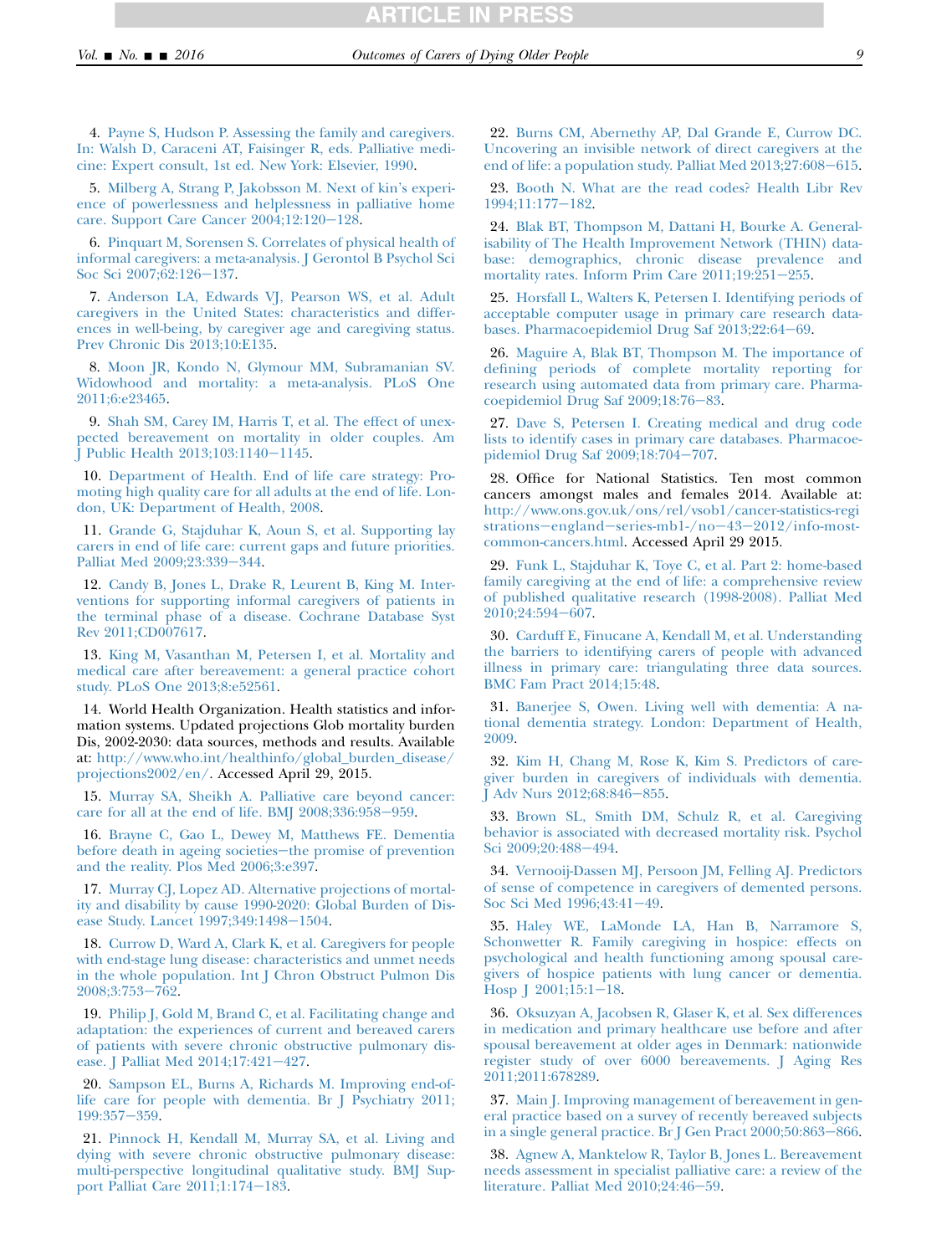4. Payne S, Hudson P. Assessing the family and caregivers. In: Walsh D, Caraceni AT, Faisinger R, eds. Palliative medicine: Expert consult, 1st ed. New York: Elsevier, 1990.

5. Milberg A, Strang P, Jakobsson M. Next of kin's experience of powerlessness and helplessness in palliative home care. Support Care Cancer 2004;12:120–128.

6. Pinquart M, Sorensen S. Correlates of physical health of informal caregivers: a meta-analysis. J Gerontol B Psychol Sci Soc Sci 2007;62:126–137.

7. Anderson LA, Edwards VJ, Pearson WS, et al. Adult caregivers in the United States: characteristics and differences in well-being, by caregiver age and caregiving status. Prev Chronic Dis 2013;10:E135.

8. Moon JR, Kondo N, Glymour MM, Subramanian SV. Widowhood and mortality: a meta-analysis. PLoS One 2011;6:e23465.

9. Shah SM, Carey IM, Harris T, et al. The effect of unexpected bereavement on mortality in older couples. Am J Public Health 2013;103:1140–1145.

10. Department of Health. End of life care strategy: Promoting high quality care for all adults at the end of life. London, UK: Department of Health, 2008.

11. Grande G, Stajduhar K, Aoun S, et al. Supporting lay carers in end of life care: current gaps and future priorities. Palliat Med 2009;23:339–344.

12. Candy B, Jones L, Drake R, Leurent B, King M. Interventions for supporting informal caregivers of patients in the terminal phase of a disease. Cochrane Database Syst Rev 2011;CD007617.

13. King M, Vasanthan M, Petersen I, et al. Mortality and medical care after bereavement: a general practice cohort study. PLoS One 2013;8:e52561.

14. World Health Organization. Health statistics and information systems. Updated projections Glob mortality burden Dis, 2002-2030: data sources, methods and results. Available at: http://www.who.int/healthinfo/global_burden_disease/projections2002/en/. Accessed April 29, 2015.

15. Murray SA, Sheikh A. Palliative care beyond cancer: care for all at the end of life. BMJ 2008;336:958–959.

16. Brayne C, Gao L, Dewey M, Matthews FE. Dementia before death in ageing societies—the promise of prevention and the reality. Plos Med 2006;3:e397.

17. Murray CJ, Lopez AD. Alternative projections of mortality and disability by cause 1990-2020: Global Burden of Disease Study. Lancet 1997;349:1498–1504.

18. Currow D, Ward A, Clark K, et al. Caregivers for people with end-stage lung disease: characteristics and unmet needs in the whole population. Int J Chron Obstruct Pulmon Dis 2008;3:753–762.

19. Philip J, Gold M, Brand C, et al. Facilitating change and adaptation: the experiences of current and bereaved carers of patients with severe chronic obstructive pulmonary disease. J Palliat Med 2014;17:421–427.

20. Sampson EL, Burns A, Richards M. Improving end-of-life care for people with dementia. Br J Psychiatry 2011;199:357–359.

21. Pinnock H, Kendall M, Murray SA, et al. Living and dying with severe chronic obstructive pulmonary disease: multi-perspective longitudinal qualitative study. BMJ Support Palliat Care 2011;1:174–183.

22. Burns CM, Abernethy AP, Dal Grande E, Currow DC. Uncovering an invisible network of direct caregivers at the end of life: a population study. Palliat Med 2013;27:608–615.

23. Booth N. What are the read codes? Health Libr Rev 1994;11:177–182.

24. Blak BT, Thompson M, Dattani H, Bourke A. Generalisability of The Health Improvement Network (THIN) database: demographics, chronic disease prevalence and mortality rates. Inform Prim Care 2011;19:251–255.

25. Horsfall L, Walters K, Petersen I. Identifying periods of acceptable computer usage in primary care research databases. Pharmacoepidemiol Drug Saf 2013;22:64–69.

26. Maguire A, Blak BT, Thompson M. The importance of defining periods of complete mortality reporting for research using automated data from primary care. Pharmacoepidemiol Drug Saf 2009;18:76–83.

27. Dave S, Petersen I. Creating medical and drug code lists to identify cases in primary care databases. Pharmacoepidemiol Drug Saf 2009;18:704–707.

28. Office for National Statistics. Ten most common cancers amongst males and females 2014. Available at: http://www.ons.gov.uk/ons/rel/vsob1/cancer-statistics-registrations–england–series-mb1-/no–43–2012/info-most-common-cancers.html. Accessed April 29 2015.

29. Funk L, Stajduhar K, Toye C, et al. Part 2: home-based family caregiving at the end of life: a comprehensive review of published qualitative research (1998-2008). Palliat Med 2010;24:594–607.

30. Carduff E, Finucane A, Kendall M, et al. Understanding the barriers to identifying carers of people with advanced illness in primary care: triangulating three data sources. BMC Fam Pract 2014;15:48.

31. Banerjee S, Owen. Living well with dementia: A national dementia strategy. London: Department of Health, 2009.

32. Kim H, Chang M, Rose K, Kim S. Predictors of caregiver burden in caregivers of individuals with dementia. J Adv Nurs 2012;68:846–855.

33. Brown SL, Smith DM, Schulz R, et al. Caregiving behavior is associated with decreased mortality risk. Psychol Sci 2009;20:488–494.

34. Vernooij-Dassen MJ, Persoon JM, Felling AJ. Predictors of sense of competence in caregivers of demented persons. Soc Sci Med 1996;43:41–49.

35. Haley WE, LaMonde LA, Han B, Narramore S, Schonwetter R. Family caregiving in hospice: effects on psychological and health functioning among spousal caregivers of hospice patients with lung cancer or dementia. Hosp J 2001;15:1–18.

36. Oksuzyan A, Jacobsen R, Glaser K, et al. Sex differences in medication and primary healthcare use before and after spousal bereavement at older ages in Denmark: nationwide register study of over 6000 bereavements. J Aging Res 2011;2011:678289.

37. Main J. Improving management of bereavement in general practice based on a survey of recently bereaved subjects in a single general practice. Br J Gen Pract 2000;50:863–866.

38. Agnew A, Manktelow R, Taylor B, Jones L. Bereavement needs assessment in specialist palliative care: a review of the literature. Palliat Med 2010;24:46–59.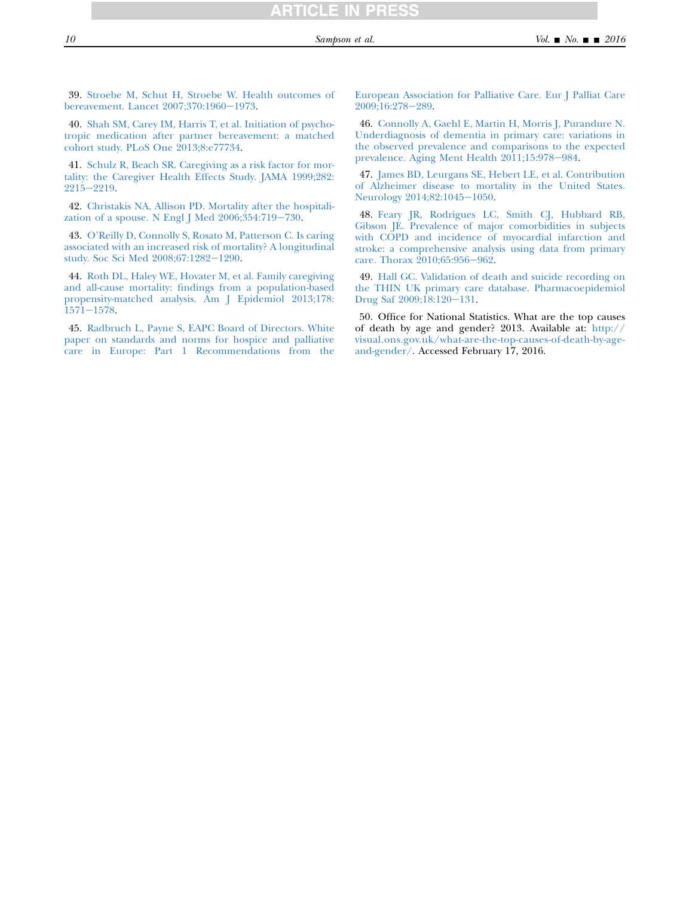39. Stroebe M, Schut H, Stroebe W. Health outcomes of bereavement. Lancet 2007;370:1960–1973.

40. Shah SM, Carey IM, Harris T, et al. Initiation of psychotropic medication after partner bereavement: a matched cohort study. PLoS One 2013;8:e77734.

41. Schulz R, Beach SR. Caregiving as a risk factor for mortality: the Caregiver Health Effects Study. JAMA 1999;282:2215–2219.

42. Christakis NA, Allison PD. Mortality after the hospitalization of a spouse. N Engl J Med 2006;354:719–730.

43. O'Reilly D, Connolly S, Rosato M, Patterson C. Is caring associated with an increased risk of mortality? A longitudinal study. Soc Sci Med 2008;67:1282–1290.

44. Roth DL, Haley WE, Hovater M, et al. Family caregiving and all-cause mortality: findings from a population-based propensity-matched analysis. Am J Epidemiol 2013;178:1571–1578.

45. Radbruch L, Payne S, EAPC Board of Directors. White paper on standards and norms for hospice and palliative care in Europe: Part 1 Recommendations from the European Association for Palliative Care. Eur J Palliat Care 2009;16:278–289.

46. Connolly A, Gaehl E, Martin H, Morris J, Purandure N. Underdiagnosis of dementia in primary care: variations in the observed prevalence and comparisons to the expected prevalence. Aging Ment Health 2011;15:978–984.

47. James BD, Leurgans SE, Hebert LE, et al. Contribution of Alzheimer disease to mortality in the United States. Neurology 2014;82:1045–1050.

48. Feary JR, Rodrigues LC, Smith CJ, Hubbard RB, Gibson JE. Prevalence of major comorbidities in subjects with COPD and incidence of myocardial infarction and stroke: a comprehensive analysis using data from primary care. Thorax 2010;65:956–962.

49. Hall GC. Validation of death and suicide recording on the THIN UK primary care database. Pharmacoepidemiol Drug Saf 2009;18:120–131.

50. Office for National Statistics. What are the top causes of death by age and gender? 2013. Available at: http://visual.ons.gov.uk/what-are-the-top-causes-of-death-by-age-and-gender/. Accessed February 17, 2016.